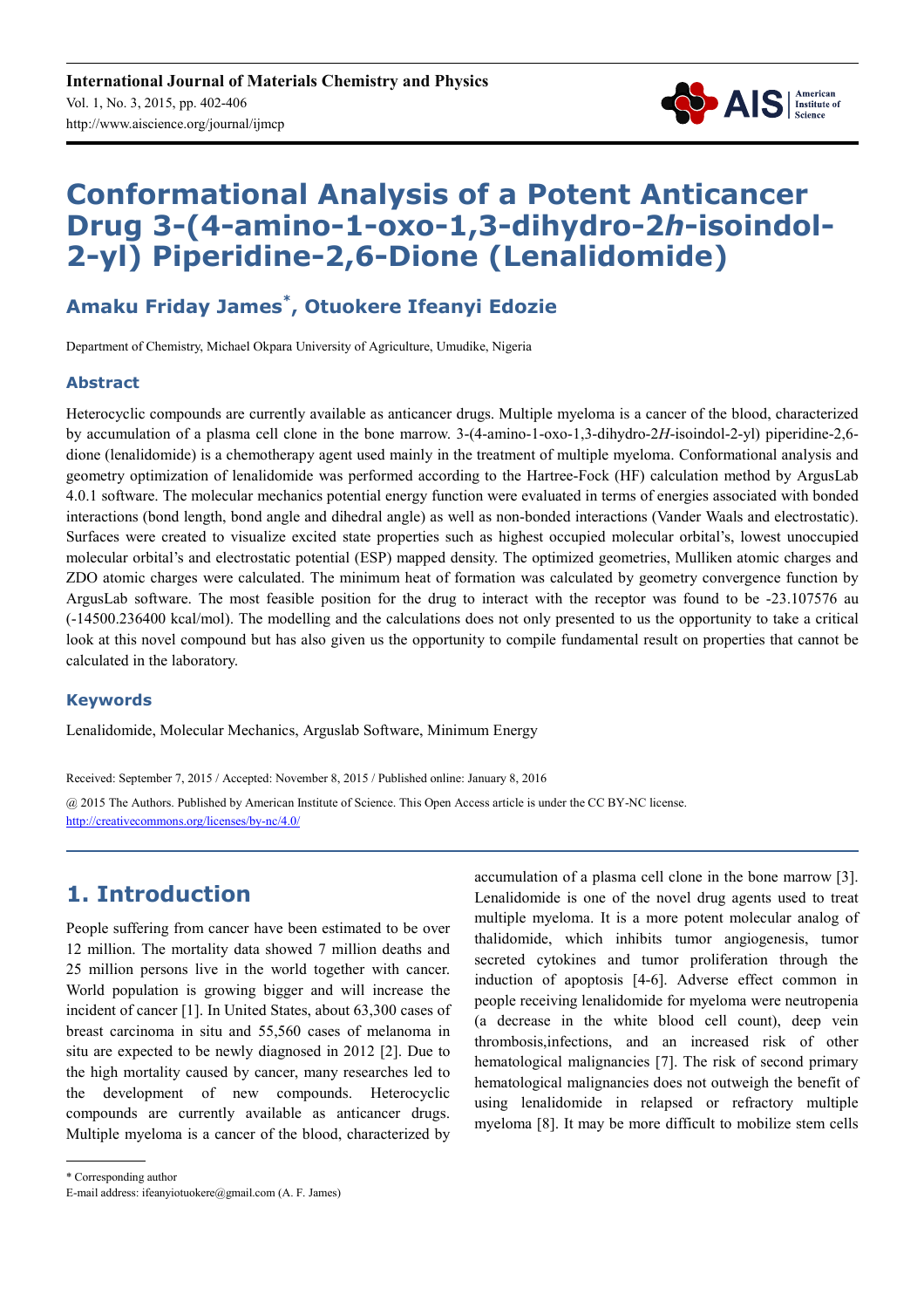International Journal of Materials Chemistry and Physics
Vol. 1, No. 3, 2015, pp. 402-406
http://www.aiscience.org/journal/ijmcp

# Conformational Analysis of a Potent Anticancer Drug 3-(4-amino-1-oxo-1,3-dihydro-2*h*-isoindol-2-yl) Piperidine-2,6-Dione (Lenalidomide)

## Amaku Friday James*, Otuokere Ifeanyi Edozie

Department of Chemistry, Michael Okpara University of Agriculture, Umudike, Nigeria

### Abstract

Heterocyclic compounds are currently available as anticancer drugs. Multiple myeloma is a cancer of the blood, characterized by accumulation of a plasma cell clone in the bone marrow. 3-(4-amino-1-oxo-1,3-dihydro-2*H*-isoindol-2-yl) piperidine-2,6-dione (lenalidomide) is a chemotherapy agent used mainly in the treatment of multiple myeloma. Conformational analysis and geometry optimization of lenalidomide was performed according to the Hartree-Fock (HF) calculation method by ArgusLab 4.0.1 software. The molecular mechanics potential energy function were evaluated in terms of energies associated with bonded interactions (bond length, bond angle and dihedral angle) as well as non-bonded interactions (Vander Waals and electrostatic). Surfaces were created to visualize excited state properties such as highest occupied molecular orbital's, lowest unoccupied molecular orbital's and electrostatic potential (ESP) mapped density. The optimized geometries, Mulliken atomic charges and ZDO atomic charges were calculated. The minimum heat of formation was calculated by geometry convergence function by ArgusLab software. The most feasible position for the drug to interact with the receptor was found to be -23.107576 au (-14500.236400 kcal/mol). The modelling and the calculations does not only presented to us the opportunity to take a critical look at this novel compound but has also given us the opportunity to compile fundamental result on properties that cannot be calculated in the laboratory.

### Keywords

Lenalidomide, Molecular Mechanics, Arguslab Software, Minimum Energy

Received: September 7, 2015 / Accepted: November 8, 2015 / Published online: January 8, 2016

@ 2015 The Authors. Published by American Institute of Science. This Open Access article is under the CC BY-NC license. http://creativecommons.org/licenses/by-nc/4.0/

## 1. Introduction

People suffering from cancer have been estimated to be over 12 million. The mortality data showed 7 million deaths and 25 million persons live in the world together with cancer. World population is growing bigger and will increase the incident of cancer [1]. In United States, about 63,300 cases of breast carcinoma in situ and 55,560 cases of melanoma in situ are expected to be newly diagnosed in 2012 [2]. Due to the high mortality caused by cancer, many researches led to the development of new compounds. Heterocyclic compounds are currently available as anticancer drugs. Multiple myeloma is a cancer of the blood, characterized by accumulation of a plasma cell clone in the bone marrow [3]. Lenalidomide is one of the novel drug agents used to treat multiple myeloma. It is a more potent molecular analog of thalidomide, which inhibits tumor angiogenesis, tumor secreted cytokines and tumor proliferation through the induction of apoptosis [4-6]. Adverse effect common in people receiving lenalidomide for myeloma were neutropenia (a decrease in the white blood cell count), deep vein thrombosis,infections, and an increased risk of other hematological malignancies [7]. The risk of second primary hematological malignancies does not outweigh the benefit of using lenalidomide in relapsed or refractory multiple myeloma [8]. It may be more difficult to mobilize stem cells

* Corresponding author
E-mail address: ifeanyiotuokere@gmail.com (A. F. James)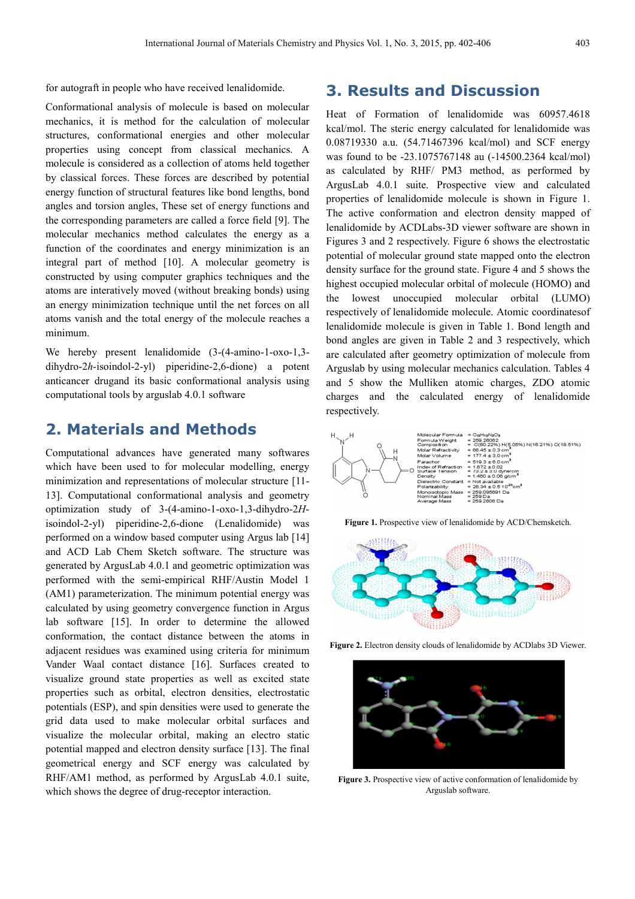for autograft in people who have received lenalidomide.

Conformational analysis of molecule is based on molecular mechanics, it is method for the calculation of molecular structures, conformational energies and other molecular properties using concept from classical mechanics. A molecule is considered as a collection of atoms held together by classical forces. These forces are described by potential energy function of structural features like bond lengths, bond angles and torsion angles, These set of energy functions and the corresponding parameters are called a force field [9]. The molecular mechanics method calculates the energy as a function of the coordinates and energy minimization is an integral part of method [10]. A molecular geometry is constructed by using computer graphics techniques and the atoms are interatively moved (without breaking bonds) using an energy minimization technique until the net forces on all atoms vanish and the total energy of the molecule reaches a minimum.

We hereby present lenalidomide (3-(4-amino-1-oxo-1,3-dihydro-2*h*-isoindol-2-yl) piperidine-2,6-dione) a potent anticancer drugand its basic conformational analysis using computational tools by arguslab 4.0.1 software

## 2. Materials and Methods

Computational advances have generated many softwares which have been used to for molecular modelling, energy minimization and representations of molecular structure [11-13]. Computational conformational analysis and geometry optimization study of 3-(4-amino-1-oxo-1,3-dihydro-2*H*-isoindol-2-yl) piperidine-2,6-dione (Lenalidomide) was performed on a window based computer using Argus lab [14] and ACD Lab Chem Sketch software. The structure was generated by ArgusLab 4.0.1 and geometric optimization was performed with the semi-empirical RHF/Austin Model 1 (AM1) parameterization. The minimum potential energy was calculated by using geometry convergence function in Argus lab software [15]. In order to determine the allowed conformation, the contact distance between the atoms in adjacent residues was examined using criteria for minimum Vander Waal contact distance [16]. Surfaces created to visualize ground state properties as well as excited state properties such as orbital, electron densities, electrostatic potentials (ESP), and spin densities were used to generate the grid data used to make molecular orbital surfaces and visualize the molecular orbital, making an electro static potential mapped and electron density surface [13]. The final geometrical energy and SCF energy was calculated by RHF/AM1 method, as performed by ArgusLab 4.0.1 suite, which shows the degree of drug-receptor interaction.

## 3. Results and Discussion

Heat of Formation of lenalidomide was 60957.4618 kcal/mol. The steric energy calculated for lenalidomide was 0.08719330 a.u. (54.71467396 kcal/mol) and SCF energy was found to be -23.1075767148 au (-14500.2364 kcal/mol) as calculated by RHF/ PM3 method, as performed by ArgusLab 4.0.1 suite. Prospective view and calculated properties of lenalidomide molecule is shown in Figure 1. The active conformation and electron density mapped of lenalidomide by ACDLabs-3D viewer software are shown in Figures 3 and 2 respectively. Figure 6 shows the electrostatic potential of molecular ground state mapped onto the electron density surface for the ground state. Figure 4 and 5 shows the highest occupied molecular orbital of molecule (HOMO) and the lowest unoccupied molecular orbital (LUMO) respectively of lenalidomide molecule. Atomic coordinatesof lenalidomide molecule is given in Table 1. Bond length and bond angles are given in Table 2 and 3 respectively, which are calculated after geometry optimization of molecule from Arguslab by using molecular mechanics calculation. Tables 4 and 5 show the Mulliken atomic charges, ZDO atomic charges and the calculated energy of lenalidomide respectively.

Molecular Formula = $C_{13}H_{13}N_3O_3$
Formula Weight = 259.26062
Composition = C(60.22%) H(5.05%) N(16.21%) O(18.51%)
Molar Refractivity = 66.45 ± 0.3 $cm^3$
Molar Volume = 177.4 ± 3.0 $cm^3$
Parachor = 519.3 ± 6.0 $cm^3$
Index of Refraction = 1.672 ± 0.02
Surface Tension = 73.2 ± 3.0 dyne/cm
Density = 1.460 ± 0.06 g/$cm^3$
Dielectric Constant = Not available
Polarizability = 26.34 ± 0.5 $10^{-24}cm^3$
Monoisotopic Mass = 259.095691 Da
Nominal Mass = 259 Da
Average Mass = 259.2606 Da

**Figure 1.** Prospective view of lenalidomide by ACD/Chemsketch.

**Figure 2.** Electron density clouds of lenalidomide by ACDlabs 3D Viewer.

**Figure 3.** Prospective view of active conformation of lenalidomide by Arguslab software.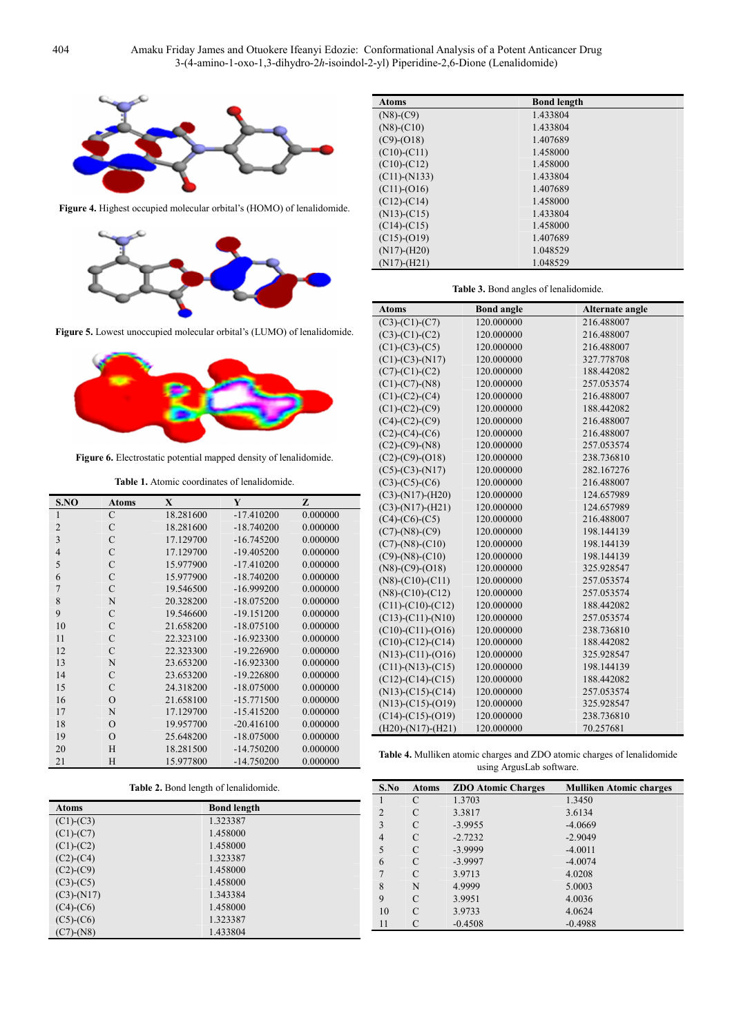Figure 4. Highest occupied molecular orbital's (HOMO) of lenalidomide.

Figure 5. Lowest unoccupied molecular orbital's (LUMO) of lenalidomide.

Figure 6. Electrostatic potential mapped density of lenalidomide.

Table 1. Atomic coordinates of lenalidomide.

| S.NO | Atoms | X | Y | Z |
|---|---|---|---|---|
| 1 | C | 18.281600 | -17.410200 | 0.000000 |
| 2 | C | 18.281600 | -18.740200 | 0.000000 |
| 3 | C | 17.129700 | -16.745200 | 0.000000 |
| 4 | C | 17.129700 | -19.405200 | 0.000000 |
| 5 | C | 15.977900 | -17.410200 | 0.000000 |
| 6 | C | 15.977900 | -18.740200 | 0.000000 |
| 7 | C | 19.546500 | -16.999200 | 0.000000 |
| 8 | N | 20.328200 | -18.075200 | 0.000000 |
| 9 | C | 19.546600 | -19.151200 | 0.000000 |
| 10 | C | 21.658200 | -18.075100 | 0.000000 |
| 11 | C | 22.323100 | -16.923300 | 0.000000 |
| 12 | C | 22.323300 | -19.226900 | 0.000000 |
| 13 | N | 23.653200 | -16.923300 | 0.000000 |
| 14 | C | 23.653200 | -19.226800 | 0.000000 |
| 15 | C | 24.318200 | -18.075000 | 0.000000 |
| 16 | O | 21.658100 | -15.771500 | 0.000000 |
| 17 | N | 17.129700 | -15.415200 | 0.000000 |
| 18 | O | 19.957700 | -20.416100 | 0.000000 |
| 19 | O | 25.648200 | -18.075000 | 0.000000 |
| 20 | H | 18.281500 | -14.750200 | 0.000000 |
| 21 | H | 15.977800 | -14.750200 | 0.000000 |

Table 2. Bond length of lenalidomide.

| Atoms | Bond length |
|---|---|
| (C1)-(C3) | 1.323387 |
| (C1)-(C7) | 1.458000 |
| (C1)-(C2) | 1.458000 |
| (C2)-(C4) | 1.323387 |
| (C2)-(C9) | 1.458000 |
| (C3)-(C5) | 1.458000 |
| (C3)-(N17) | 1.343384 |
| (C4)-(C6) | 1.458000 |
| (C5)-(C6) | 1.323387 |
| (C7)-(N8) | 1.433804 |
| (N8)-(C9) | 1.433804 |
| (N8)-(C10) | 1.433804 |
| (C9)-(O18) | 1.407689 |
| (C10)-(C11) | 1.458000 |
| (C10)-(C12) | 1.458000 |
| (C11)-(N133) | 1.433804 |
| (C11)-(O16) | 1.407689 |
| (C12)-(C14) | 1.458000 |
| (N13)-(C15) | 1.433804 |
| (C14)-(C15) | 1.458000 |
| (C15)-(O19) | 1.407689 |
| (N17)-(H20) | 1.048529 |
| (N17)-(H21) | 1.048529 |

Table 3. Bond angles of lenalidomide.

| Atoms | Bond angle | Alternate angle |
|---|---|---|
| (C3)-(C1)-(C7) | 120.000000 | 216.488007 |
| (C3)-(C1)-(C2) | 120.000000 | 216.488007 |
| (C1)-(C3)-(C5) | 120.000000 | 216.488007 |
| (C1)-(C3)-(N17) | 120.000000 | 327.778708 |
| (C7)-(C1)-(C2) | 120.000000 | 188.442082 |
| (C1)-(C7)-(N8) | 120.000000 | 257.053574 |
| (C1)-(C2)-(C4) | 120.000000 | 216.488007 |
| (C1)-(C2)-(C9) | 120.000000 | 188.442082 |
| (C4)-(C2)-(C9) | 120.000000 | 216.488007 |
| (C2)-(C4)-(C6) | 120.000000 | 216.488007 |
| (C2)-(C9)-(N8) | 120.000000 | 257.053574 |
| (C2)-(C9)-(O18) | 120.000000 | 238.736810 |
| (C5)-(C3)-(N17) | 120.000000 | 282.167276 |
| (C3)-(C5)-(C6) | 120.000000 | 216.488007 |
| (C3)-(N17)-(H20) | 120.000000 | 124.657989 |
| (C3)-(N17)-(H21) | 120.000000 | 124.657989 |
| (C4)-(C6)-(C5) | 120.000000 | 216.488007 |
| (C7)-(N8)-(C9) | 120.000000 | 198.144139 |
| (C7)-(N8)-(C10) | 120.000000 | 198.144139 |
| (C9)-(N8)-(C10) | 120.000000 | 198.144139 |
| (N8)-(C9)-(O18) | 120.000000 | 325.928547 |
| (N8)-(C10)-(C11) | 120.000000 | 257.053574 |
| (N8)-(C10)-(C12) | 120.000000 | 257.053574 |
| (C11)-(C10)-(C12) | 120.000000 | 188.442082 |
| (C13)-(C11)-(N10) | 120.000000 | 257.053574 |
| (C10)-(C11)-(O16) | 120.000000 | 238.736810 |
| (C10)-(C12)-(C14) | 120.000000 | 188.442082 |
| (N13)-(C11)-(O16) | 120.000000 | 325.928547 |
| (C11)-(N13)-(C15) | 120.000000 | 198.144139 |
| (C12)-(C14)-(C15) | 120.000000 | 188.442082 |
| (N13)-(C15)-(C14) | 120.000000 | 257.053574 |
| (N13)-(C15)-(O19) | 120.000000 | 325.928547 |
| (C14)-(C15)-(O19) | 120.000000 | 238.736810 |
| (H20)-(N17)-(H21) | 120.000000 | 70.257681 |

Table 4. Mulliken atomic charges and ZDO atomic charges of lenalidomide using ArgusLab software.

| S.No | Atoms | ZDO Atomic Charges | Mulliken Atomic charges |
|---|---|---|---|
| 1 | C | 1.3703 | 1.3450 |
| 2 | C | 3.3817 | 3.6134 |
| 3 | C | -3.9955 | -4.0669 |
| 4 | C | -2.7232 | -2.9049 |
| 5 | C | -3.9999 | -4.0011 |
| 6 | C | -3.9997 | -4.0074 |
| 7 | C | 3.9713 | 4.0208 |
| 8 | N | 4.9999 | 5.0003 |
| 9 | C | 3.9951 | 4.0036 |
| 10 | C | 3.9733 | 4.0624 |
| 11 | C | -0.4508 | -0.4988 |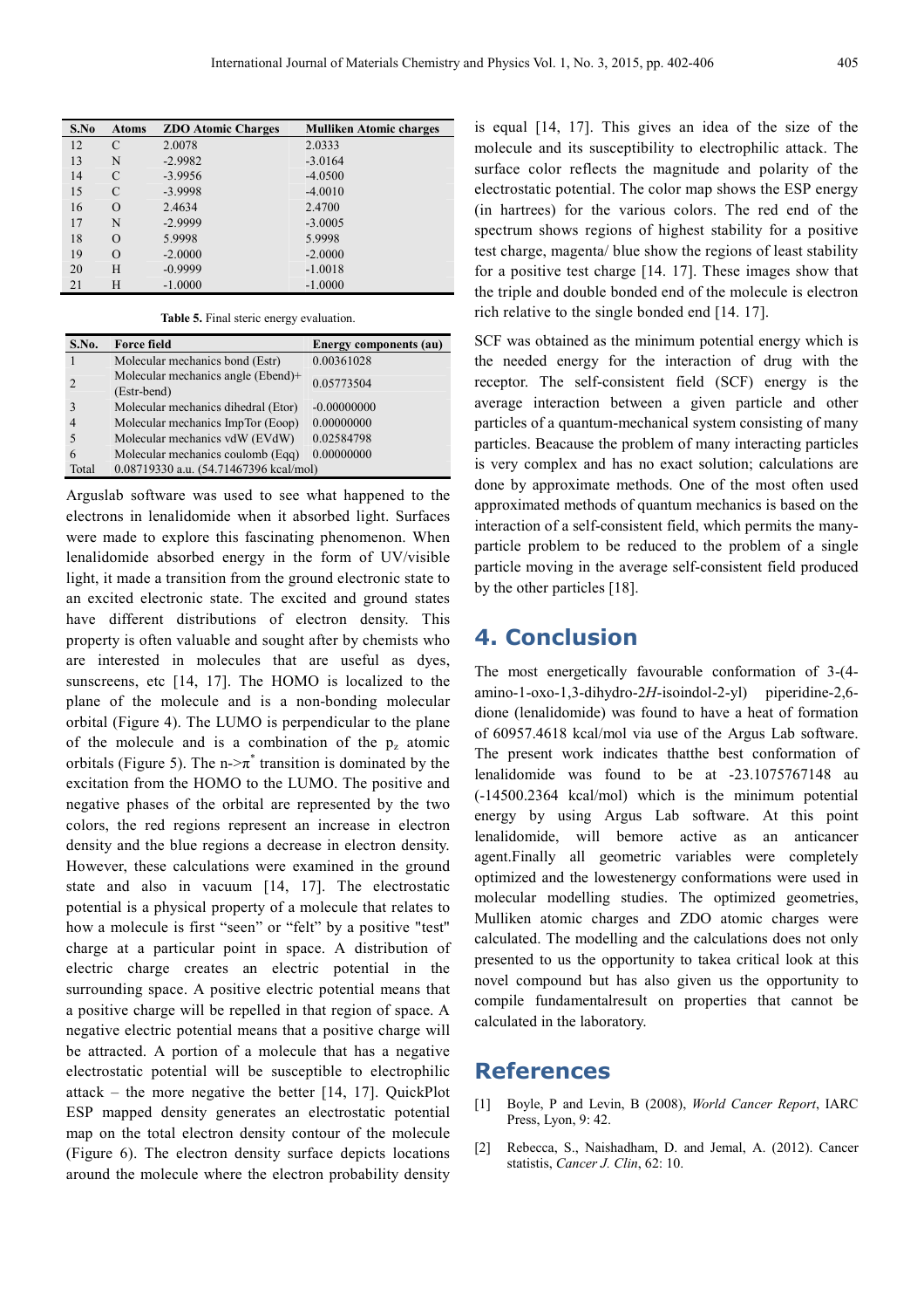| S.No | Atoms | ZDO Atomic Charges | Mulliken Atomic charges |
|---|---|---|---|
| 12 | C | 2.0078 | 2.0333 |
| 13 | N | -2.9982 | -3.0164 |
| 14 | C | -3.9956 | -4.0500 |
| 15 | C | -3.9998 | -4.0010 |
| 16 | O | 2.4634 | 2.4700 |
| 17 | N | -2.9999 | -3.0005 |
| 18 | O | 5.9998 | 5.9998 |
| 19 | O | -2.0000 | -2.0000 |
| 20 | H | -0.9999 | -1.0018 |
| 21 | H | -1.0000 | -1.0000 |

**Table 5.** Final steric energy evaluation.

| S.No. | Force field | Energy components (au) |
|---|---|---|
| 1 | Molecular mechanics bond (Estr) | 0.00361028 |
| 2 | Molecular mechanics angle (Ebend)+ (Estr-bend) | 0.05773504 |
| 3 | Molecular mechanics dihedral (Etor) | -0.00000000 |
| 4 | Molecular mechanics ImpTor (Eoop) | 0.00000000 |
| 5 | Molecular mechanics vdW (EVdW) | 0.02584798 |
| 6 | Molecular mechanics coulomb (Eqq) | 0.00000000 |
| Total | 0.08719330 a.u. (54.71467396 kcal/mol) | |

Arguslab software was used to see what happened to the electrons in lenalidomide when it absorbed light. Surfaces were made to explore this fascinating phenomenon. When lenalidomide absorbed energy in the form of UV/visible light, it made a transition from the ground electronic state to an excited electronic state. The excited and ground states have different distributions of electron density. This property is often valuable and sought after by chemists who are interested in molecules that are useful as dyes, sunscreens, etc [14, 17]. The HOMO is localized to the plane of the molecule and is a non-bonding molecular orbital (Figure 4). The LUMO is perpendicular to the plane of the molecule and is a combination of the $p_z$ atomic orbitals (Figure 5). The n->$\pi^*$ transition is dominated by the excitation from the HOMO to the LUMO. The positive and negative phases of the orbital are represented by the two colors, the red regions represent an increase in electron density and the blue regions a decrease in electron density. However, these calculations were examined in the ground state and also in vacuum [14, 17]. The electrostatic potential is a physical property of a molecule that relates to how a molecule is first "seen" or "felt" by a positive "test" charge at a particular point in space. A distribution of electric charge creates an electric potential in the surrounding space. A positive electric potential means that a positive charge will be repelled in that region of space. A negative electric potential means that a positive charge will be attracted. A portion of a molecule that has a negative electrostatic potential will be susceptible to electrophilic attack – the more negative the better [14, 17]. QuickPlot ESP mapped density generates an electrostatic potential map on the total electron density contour of the molecule (Figure 6). The electron density surface depicts locations around the molecule where the electron probability density is equal [14, 17]. This gives an idea of the size of the molecule and its susceptibility to electrophilic attack. The surface color reflects the magnitude and polarity of the electrostatic potential. The color map shows the ESP energy (in hartrees) for the various colors. The red end of the spectrum shows regions of highest stability for a positive test charge, magenta/ blue show the regions of least stability for a positive test charge [14. 17]. These images show that the triple and double bonded end of the molecule is electron rich relative to the single bonded end [14. 17].

SCF was obtained as the minimum potential energy which is the needed energy for the interaction of drug with the receptor. The self-consistent field (SCF) energy is the average interaction between a given particle and other particles of a quantum-mechanical system consisting of many particles. Beacause the problem of many interacting particles is very complex and has no exact solution; calculations are done by approximate methods. One of the most often used approximated methods of quantum mechanics is based on the interaction of a self-consistent field, which permits the many-particle problem to be reduced to the problem of a single particle moving in the average self-consistent field produced by the other particles [18].

## 4. Conclusion

The most energetically favourable conformation of 3-(4-amino-1-oxo-1,3-dihydro-2*H*-isoindol-2-yl) piperidine-2,6-dione (lenalidomide) was found to have a heat of formation of 60957.4618 kcal/mol via use of the Argus Lab software. The present work indicates thatthe best conformation of lenalidomide was found to be at -23.1075767148 au (-14500.2364 kcal/mol) which is the minimum potential energy by using Argus Lab software. At this point lenalidomide, will bemore active as an anticancer agent.Finally all geometric variables were completely optimized and the lowestenergy conformations were used in molecular modelling studies. The optimized geometries, Mulliken atomic charges and ZDO atomic charges were calculated. The modelling and the calculations does not only presented to us the opportunity to takea critical look at this novel compound but has also given us the opportunity to compile fundamentalresult on properties that cannot be calculated in the laboratory.

## References

[1] Boyle, P and Levin, B (2008), *World Cancer Report*, IARC Press, Lyon, 9: 42.

[2] Rebecca, S., Naishadham, D. and Jemal, A. (2012). Cancer statistis, *Cancer J. Clin*, 62: 10.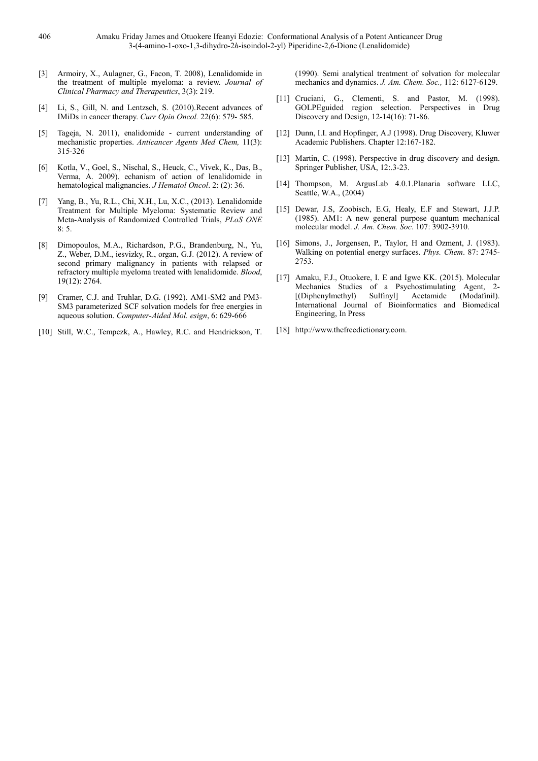[3] Armoiry, X., Aulagner, G., Facon, T. 2008), Lenalidomide in the treatment of multiple myeloma: a review. *Journal of Clinical Pharmacy and Therapeutics*, 3(3): 219.

[4] Li, S., Gill, N. and Lentzsch, S. (2010).Recent advances of IMiDs in cancer therapy. *Curr Opin Oncol.* 22(6): 579- 585.

[5] Tageja, N. 2011), enalidomide - current understanding of mechanistic properties. *Anticancer Agents Med Chem,* 11(3): 315-326

[6] Kotla, V., Goel, S., Nischal, S., Heuck, C., Vivek, K., Das, B., Verma, A. 2009). echanism of action of lenalidomide in hematological malignancies. *J Hematol Oncol*. 2: (2): 36.

[7] Yang, B., Yu, R.L., Chi, X.H., Lu, X.C., (2013). Lenalidomide Treatment for Multiple Myeloma: Systematic Review and Meta-Analysis of Randomized Controlled Trials, *PLoS ONE* 8: 5.

[8] Dimopoulos, M.A., Richardson, P.G., Brandenburg, N., Yu, Z., Weber, D.M., iesvizky, R., organ, G.J. (2012). A review of second primary malignancy in patients with relapsed or refractory multiple myeloma treated with lenalidomide. *Blood*, 19(12): 2764.

[9] Cramer, C.J. and Truhlar, D.G. (1992). AM1-SM2 and PM3-SM3 parameterized SCF solvation models for free energies in aqueous solution. *Computer-Aided Mol. esign*, 6: 629-666

[10] Still, W.C., Tempczk, A., Hawley, R.C. and Hendrickson, T. (1990). Semi analytical treatment of solvation for molecular mechanics and dynamics. *J. Am. Chem. Soc.,* 112: 6127-6129.

[11] Cruciani, G., Clementi, S. and Pastor, M. (1998). GOLPEguided region selection. Perspectives in Drug Discovery and Design, 12-14(16): 71-86.

[12] Dunn, I.I. and Hopfinger, A.J (1998). Drug Discovery, Kluwer Academic Publishers. Chapter 12:167-182.

[13] Martin, C. (1998). Perspective in drug discovery and design. Springer Publisher, USA, 12:.3-23.

[14] Thompson, M. ArgusLab 4.0.1.Planaria software LLC, Seattle, W.A., (2004)

[15] Dewar, J.S, Zoobisch, E.G, Healy, E.F and Stewart, J.J.P. (1985). AM1: A new general purpose quantum mechanical molecular model. *J. Am. Chem. Soc*. 107: 3902-3910.

[16] Simons, J., Jorgensen, P., Taylor, H and Ozment, J. (1983). Walking on potential energy surfaces. *Phys. Chem*. 87: 2745-2753.

[17] Amaku, F.J., Otuokere, I. E and Igwe KK. (2015). Molecular Mechanics Studies of a Psychostimulating Agent, 2-[(Diphenylmethyl) Sulfinyl] Acetamide (Modafinil). International Journal of Bioinformatics and Biomedical Engineering, In Press

[18] http://www.thefreedictionary.com.